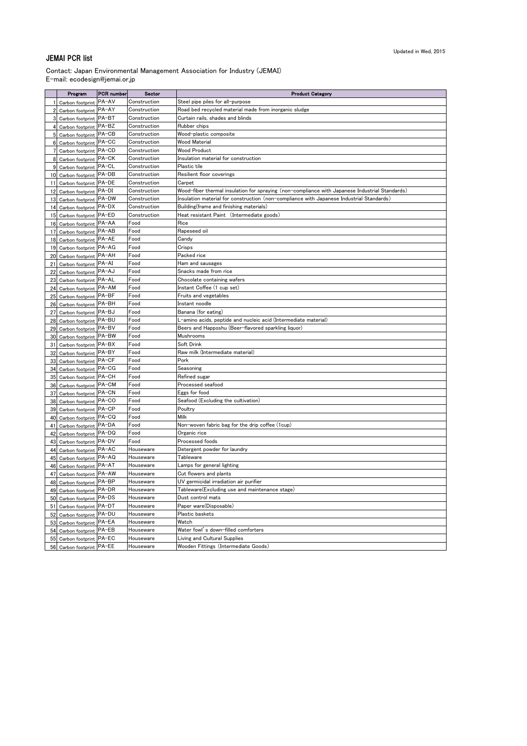Updated in Wed, 2015

## JEMAI PCR list

Contact: Japan Environmental Management Association for Industry (JEMAI)
E-mail: ecodesign@jemai.or.jp

| | Program | PCR number | Sector | Product Category |
|---|---|---|---|---|
| 1 | Carbon footprint | PA-AV | Construction | Steel pipe piles for all-purpose |
| 2 | Carbon footprint | PA-AY | Construction | Road bed recycled material made from inorganic sludge |
| 3 | Carbon footprint | PA-BT | Construction | Curtain rails, shades and blinds |
| 4 | Carbon footprint | PA-BZ | Construction | Rubber chips |
| 5 | Carbon footprint | PA-CB | Construction | Wood-plastic composite |
| 6 | Carbon footprint | PA-CC | Construction | Wood Material |
| 7 | Carbon footprint | PA-CD | Construction | Wood Product |
| 8 | Carbon footprint | PA-CK | Construction | Insulation material for construction |
| 9 | Carbon footprint | PA-CL | Construction | Plastic tile |
| 10 | Carbon footprint | PA-DB | Construction | Resilient floor coverings |
| 11 | Carbon footprint | PA-DE | Construction | Carpet |
| 12 | Carbon footprint | PA-DI | Construction | Wood-fiber thermal insulation for spraying (non-compliance with Japanese Industrial Standards) |
| 13 | Carbon footprint | PA-DW | Construction | Insulation material for construction (non-compliance with Japanese Industrial Standards) |
| 14 | Carbon footprint | PA-DX | Construction | Building(frame and finishing materials) |
| 15 | Carbon footprint | PA-ED | Construction | Heat resistant Paint (Intermediate goods) |
| 16 | Carbon footprint | PA-AA | Food | Rice |
| 17 | Carbon footprint | PA-AB | Food | Rapeseed oil |
| 18 | Carbon footprint | PA-AE | Food | Candy |
| 19 | Carbon footprint | PA-AG | Food | Crisps |
| 20 | Carbon footprint | PA-AH | Food | Packed rice |
| 21 | Carbon footprint | PA-AI | Food | Ham and sausages |
| 22 | Carbon footprint | PA-AJ | Food | Snacks made from rice |
| 23 | Carbon footprint | PA-AL | Food | Chocolate containing wafers |
| 24 | Carbon footprint | PA-AM | Food | Instant Coffee (1 cup set) |
| 25 | Carbon footprint | PA-BF | Food | Fruits and vegetables |
| 26 | Carbon footprint | PA-BH | Food | Instant noodle |
| 27 | Carbon footprint | PA-BJ | Food | Banana (for eating) |
| 28 | Carbon footprint | PA-BU | Food | L-amino acids, peptide and nucleic acid (Intermediate material) |
| 29 | Carbon footprint | PA-BV | Food | Beers and Happoshu (Beer-flavored sparkling liquor) |
| 30 | Carbon footprint | PA-BW | Food | Mushrooms |
| 31 | Carbon footprint | PA-BX | Food | Soft Drink |
| 32 | Carbon footprint | PA-BY | Food | Raw milk (Intermediate material) |
| 33 | Carbon footprint | PA-CF | Food | Pork |
| 34 | Carbon footprint | PA-CG | Food | Seasoning |
| 35 | Carbon footprint | PA-CH | Food | Refined sugar |
| 36 | Carbon footprint | PA-CM | Food | Processed seafood |
| 37 | Carbon footprint | PA-CN | Food | Eggs for food |
| 38 | Carbon footprint | PA-CO | Food | Seafood (Excluding the cultivation) |
| 39 | Carbon footprint | PA-CP | Food | Poultry |
| 40 | Carbon footprint | PA-CQ | Food | Milk |
| 41 | Carbon footprint | PA-DA | Food | Non-woven fabric bag for the drip coffee (1cup) |
| 42 | Carbon footprint | PA-DQ | Food | Organic rice |
| 43 | Carbon footprint | PA-DV | Food | Processed foods |
| 44 | Carbon footprint | PA-AC | Houseware | Detergent powder for laundry |
| 45 | Carbon footprint | PA-AQ | Houseware | Tableware |
| 46 | Carbon footprint | PA-AT | Houseware | Lamps for general lighting |
| 47 | Carbon footprint | PA-AW | Houseware | Cut flowers and plants |
| 48 | Carbon footprint | PA-BP | Houseware | UV germicidal irradiation air purifier |
| 49 | Carbon footprint | PA-DR | Houseware | Tableware(Excluding use and maintenance stage) |
| 50 | Carbon footprint | PA-DS | Houseware | Dust control mats |
| 51 | Carbon footprint | PA-DT | Houseware | Paper ware(Disposable) |
| 52 | Carbon footprint | PA-DU | Houseware | Plastic baskets |
| 53 | Carbon footprint | PA-EA | Houseware | Watch |
| 54 | Carbon footprint | PA-EB | Houseware | Water fowl's down-filled comforters |
| 55 | Carbon footprint | PA-EC | Houseware | Living and Cultural Supplies |
| 56 | Carbon footprint | PA-EE | Houseware | Wooden Fittings (Intermediate Goods) |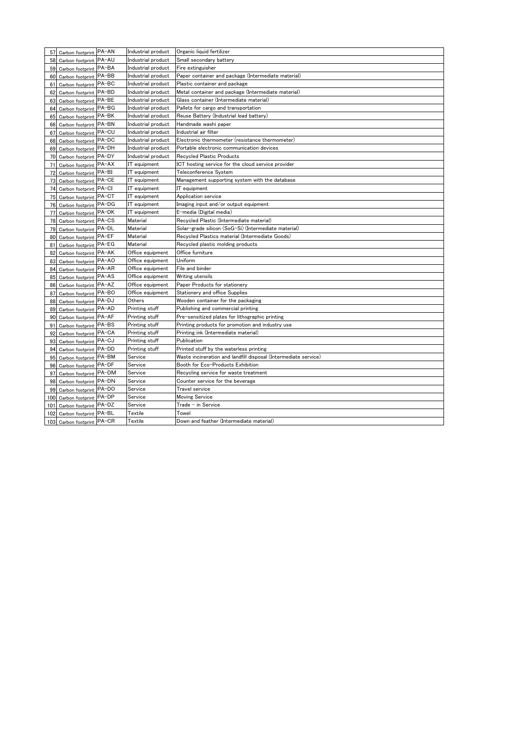| | | | | |
|---|---|---|---|---|
| 57 | Carbon footprint | PA-AN | Industrial product | Organic liquid fertilizer |
| 58 | Carbon footprint | PA-AU | Industrial product | Small secondary battery |
| 59 | Carbon footprint | PA-BA | Industrial product | Fire extinguisher |
| 60 | Carbon footprint | PA-BB | Industrial product | Paper container and package (Intermediate material) |
| 61 | Carbon footprint | PA-BC | Industrial product | Plastic container and package |
| 62 | Carbon footprint | PA-BD | Industrial product | Metal container and package (Intermediate material) |
| 63 | Carbon footprint | PA-BE | Industrial product | Glass container (Intermediate material) |
| 64 | Carbon footprint | PA-BG | Industrial product | Pallets for cargo and transportation |
| 65 | Carbon footprint | PA-BK | Industrial product | Reuse Battery (Industrial lead battery) |
| 66 | Carbon footprint | PA-BN | Industrial product | Handmade washi paper |
| 67 | Carbon footprint | PA-CU | Industrial product | Industrial air filter |
| 68 | Carbon footprint | PA-DC | Industrial product | Electronic thermometer (resistance thermometer) |
| 69 | Carbon footprint | PA-DH | Industrial product | Portable electronic communication devices |
| 70 | Carbon footprint | PA-DY | Industrial product | Recycled Plastic Products |
| 71 | Carbon footprint | PA-AX | IT equipment | ICT hosting service for the cloud service provider |
| 72 | Carbon footprint | PA-BI | IT equipment | Teleconference System |
| 73 | Carbon footprint | PA-CE | IT equipment | Management supporting system with the database |
| 74 | Carbon footprint | PA-CI | IT equipment | IT equipment |
| 75 | Carbon footprint | PA-CT | IT equipment | Application service |
| 76 | Carbon footprint | PA-DG | IT equipment | Imaging input and/or output equipment |
| 77 | Carbon footprint | PA-DK | IT equipment | E-media (Digital media) |
| 78 | Carbon footprint | PA-CS | Material | Recycled Plastic (Intermediate material) |
| 79 | Carbon footprint | PA-DL | Material | Solar-grade silicon (SoG-Si) (Intermediate material) |
| 80 | Carbon footprint | PA-EF | Material | Recycled Plastics material (Intermediate Goods) |
| 81 | Carbon footprint | PA-EG | Material | Recycled plastic molding products |
| 82 | Carbon footprint | PA-AK | Office equipment | Office furniture |
| 83 | Carbon footprint | PA-AO | Office equipment | Uniform |
| 84 | Carbon footprint | PA-AR | Office equipment | File and binder |
| 85 | Carbon footprint | PA-AS | Office equipment | Writing utensils |
| 86 | Carbon footprint | PA-AZ | Office equipment | Paper Products for stationery |
| 87 | Carbon footprint | PA-BO | Office equipment | Stationery and office Supplies |
| 88 | Carbon footprint | PA-DJ | Others | Wooden container for the packaging |
| 89 | Carbon footprint | PA-AD | Printing stuff | Publishing and commercial printing |
| 90 | Carbon footprint | PA-AF | Printing stuff | Pre-sensitized plates for lithographic printing |
| 91 | Carbon footprint | PA-BS | Printing stuff | Printing products for promotion and industry use |
| 92 | Carbon footprint | PA-CA | Printing stuff | Printing ink (Intermediate material) |
| 93 | Carbon footprint | PA-CJ | Printing stuff | Publication |
| 94 | Carbon footprint | PA-DD | Printing stuff | Printed stuff by the waterless printing |
| 95 | Carbon footprint | PA-BM | Service | Waste incineration and landfill disposal (Intermediate service) |
| 96 | Carbon footprint | PA-DF | Service | Booth for Eco-Products Exhibition |
| 97 | Carbon footprint | PA-DM | Service | Recycling service for waste treatment |
| 98 | Carbon footprint | PA-DN | Service | Counter service for the beverage |
| 99 | Carbon footprint | PA-DO | Service | Travel service |
| 100 | Carbon footprint | PA-DP | Service | Moving Service |
| 101 | Carbon footprint | PA-DZ | Service | Trade - in Service |
| 102 | Carbon footprint | PA-BL | Textile | Towel |
| 103 | Carbon footprint | PA-CR | Textile | Down and feather (Intermediate material) |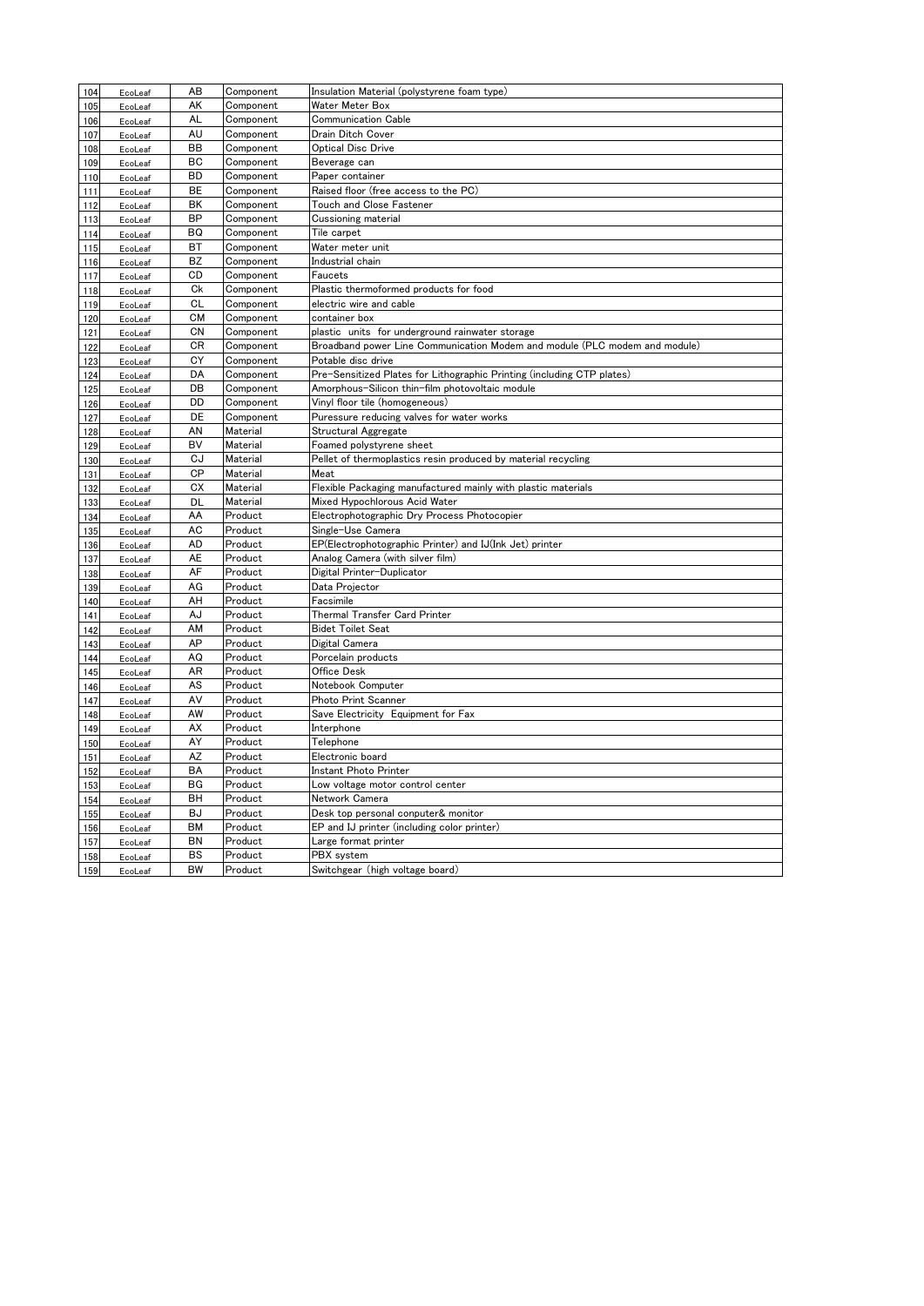| | | | | |
|---|---|---|---|---|
| 104 | EcoLeaf | AB | Component | Insulation Material (polystyrene foam type) |
| 105 | EcoLeaf | AK | Component | Water Meter Box |
| 106 | EcoLeaf | AL | Component | Communication Cable |
| 107 | EcoLeaf | AU | Component | Drain Ditch Cover |
| 108 | EcoLeaf | BB | Component | Optical Disc Drive |
| 109 | EcoLeaf | BC | Component | Beverage can |
| 110 | EcoLeaf | BD | Component | Paper container |
| 111 | EcoLeaf | BE | Component | Raised floor (free access to the PC) |
| 112 | EcoLeaf | BK | Component | Touch and Close Fastener |
| 113 | EcoLeaf | BP | Component | Cussioning material |
| 114 | EcoLeaf | BQ | Component | Tile carpet |
| 115 | EcoLeaf | BT | Component | Water meter unit |
| 116 | EcoLeaf | BZ | Component | Industrial chain |
| 117 | EcoLeaf | CD | Component | Faucets |
| 118 | EcoLeaf | Ck | Component | Plastic thermoformed products for food |
| 119 | EcoLeaf | CL | Component | electric wire and cable |
| 120 | EcoLeaf | CM | Component | container box |
| 121 | EcoLeaf | CN | Component | plastic units for underground rainwater storage |
| 122 | EcoLeaf | CR | Component | Broadband power Line Communication Modem and module (PLC modem and module) |
| 123 | EcoLeaf | CY | Component | Potable disc drive |
| 124 | EcoLeaf | DA | Component | Pre-Sensitized Plates for Lithographic Printing (including CTP plates) |
| 125 | EcoLeaf | DB | Component | Amorphous-Silicon thin-film photovoltaic module |
| 126 | EcoLeaf | DD | Component | Vinyl floor tile (homogeneous) |
| 127 | EcoLeaf | DE | Component | Puressure reducing valves for water works |
| 128 | EcoLeaf | AN | Material | Structural Aggregate |
| 129 | EcoLeaf | BV | Material | Foamed polystyrene sheet |
| 130 | EcoLeaf | CJ | Material | Pellet of thermoplastics resin produced by material recycling |
| 131 | EcoLeaf | CP | Material | Meat |
| 132 | EcoLeaf | CX | Material | Flexible Packaging manufactured mainly with plastic materials |
| 133 | EcoLeaf | DL | Material | Mixed Hypochlorous Acid Water |
| 134 | EcoLeaf | AA | Product | Electrophotographic Dry Process Photocopier |
| 135 | EcoLeaf | AC | Product | Single-Use Camera |
| 136 | EcoLeaf | AD | Product | EP(Electrophotographic Printer) and IJ(Ink Jet) printer |
| 137 | EcoLeaf | AE | Product | Analog Camera (with silver film) |
| 138 | EcoLeaf | AF | Product | Digital Printer-Duplicator |
| 139 | EcoLeaf | AG | Product | Data Projector |
| 140 | EcoLeaf | AH | Product | Facsimile |
| 141 | EcoLeaf | AJ | Product | Thermal Transfer Card Printer |
| 142 | EcoLeaf | AM | Product | Bidet Toilet Seat |
| 143 | EcoLeaf | AP | Product | Digital Camera |
| 144 | EcoLeaf | AQ | Product | Porcelain products |
| 145 | EcoLeaf | AR | Product | Office Desk |
| 146 | EcoLeaf | AS | Product | Notebook Computer |
| 147 | EcoLeaf | AV | Product | Photo Print Scanner |
| 148 | EcoLeaf | AW | Product | Save Electricity Equipment for Fax |
| 149 | EcoLeaf | AX | Product | Interphone |
| 150 | EcoLeaf | AY | Product | Telephone |
| 151 | EcoLeaf | AZ | Product | Electronic board |
| 152 | EcoLeaf | BA | Product | Instant Photo Printer |
| 153 | EcoLeaf | BG | Product | Low voltage motor control center |
| 154 | EcoLeaf | BH | Product | Network Camera |
| 155 | EcoLeaf | BJ | Product | Desk top personal conputer& monitor |
| 156 | EcoLeaf | BM | Product | EP and IJ printer (including color printer) |
| 157 | EcoLeaf | BN | Product | Large format printer |
| 158 | EcoLeaf | BS | Product | PBX system |
| 159 | EcoLeaf | BW | Product | Switchgear (high voltage board) |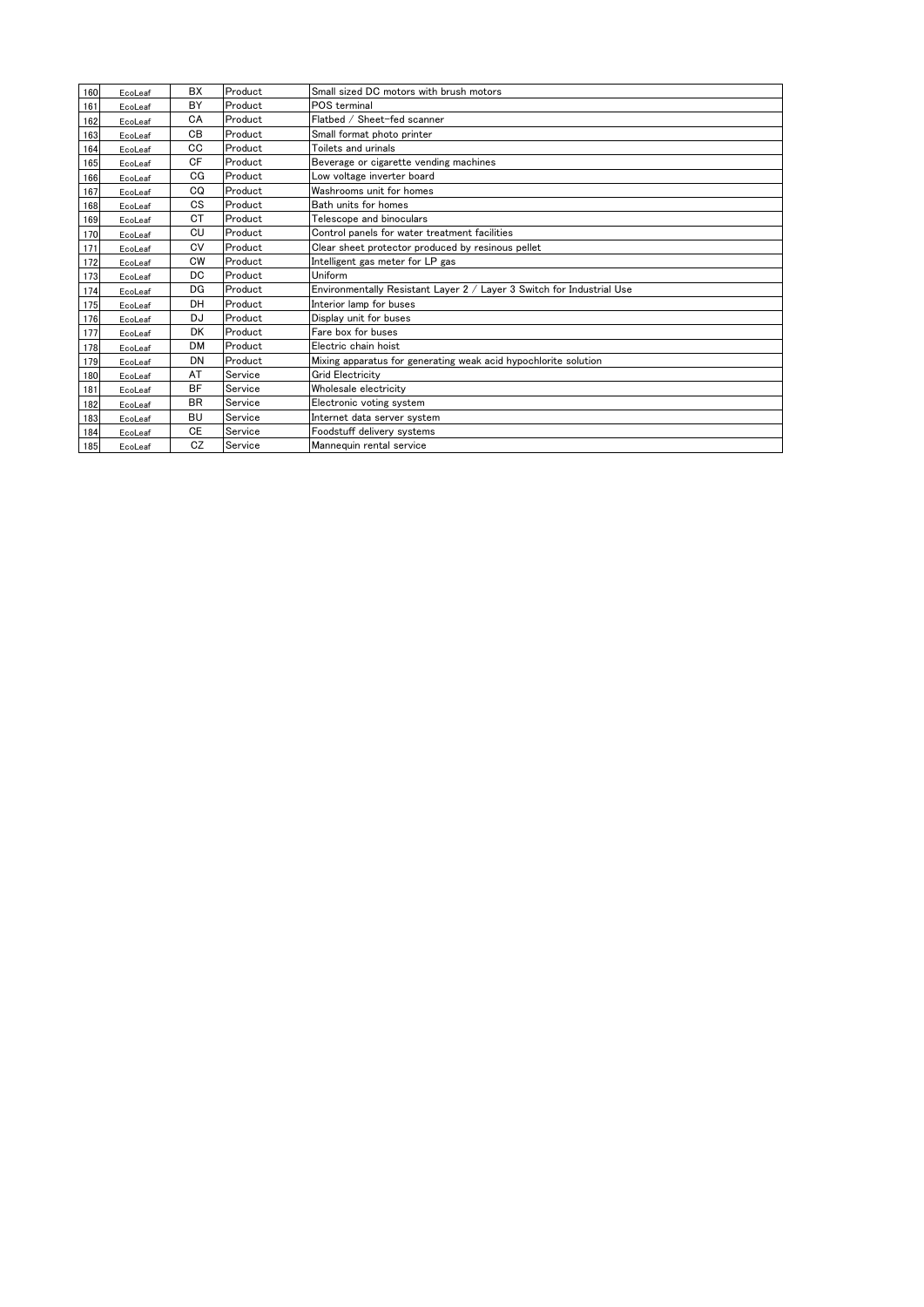| | | | | |
|---|---|---|---|---|
| 160 | EcoLeaf | BX | Product | Small sized DC motors with brush motors |
| 161 | EcoLeaf | BY | Product | POS terminal |
| 162 | EcoLeaf | CA | Product | Flatbed / Sheet-fed scanner |
| 163 | EcoLeaf | CB | Product | Small format photo printer |
| 164 | EcoLeaf | CC | Product | Toilets and urinals |
| 165 | EcoLeaf | CF | Product | Beverage or cigarette vending machines |
| 166 | EcoLeaf | CG | Product | Low voltage inverter board |
| 167 | EcoLeaf | CQ | Product | Washrooms unit for homes |
| 168 | EcoLeaf | CS | Product | Bath units for homes |
| 169 | EcoLeaf | CT | Product | Telescope and binoculars |
| 170 | EcoLeaf | CU | Product | Control panels for water treatment facilities |
| 171 | EcoLeaf | CV | Product | Clear sheet protector produced by resinous pellet |
| 172 | EcoLeaf | CW | Product | Intelligent gas meter for LP gas |
| 173 | EcoLeaf | DC | Product | Uniform |
| 174 | EcoLeaf | DG | Product | Environmentally Resistant Layer 2 / Layer 3 Switch for Industrial Use |
| 175 | EcoLeaf | DH | Product | Interior lamp for buses |
| 176 | EcoLeaf | DJ | Product | Display unit for buses |
| 177 | EcoLeaf | DK | Product | Fare box for buses |
| 178 | EcoLeaf | DM | Product | Electric chain hoist |
| 179 | EcoLeaf | DN | Product | Mixing apparatus for generating weak acid hypochlorite solution |
| 180 | EcoLeaf | AT | Service | Grid Electricity |
| 181 | EcoLeaf | BF | Service | Wholesale electricity |
| 182 | EcoLeaf | BR | Service | Electronic voting system |
| 183 | EcoLeaf | BU | Service | Internet data server system |
| 184 | EcoLeaf | CE | Service | Foodstuff delivery systems |
| 185 | EcoLeaf | CZ | Service | Mannequin rental service |